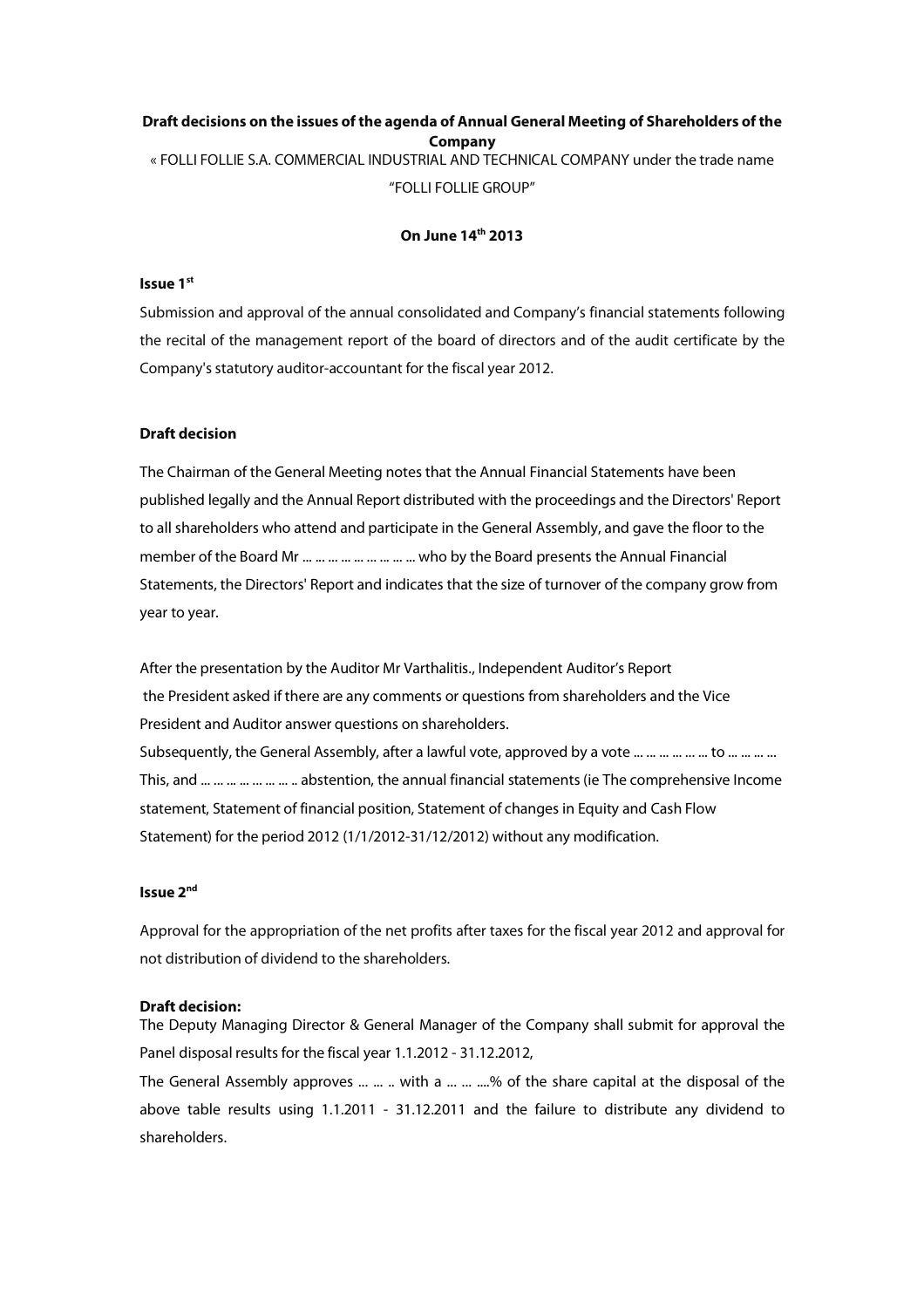**Draft decisions on the issues of the agenda of Annual General Meeting of Shareholders of the Company**

« FOLLI FOLLIE S.A. COMMERCIAL INDUSTRIAL AND TECHNICAL COMPANY under the trade name "FOLLI FOLLIE GROUP"

**On June 14th 2013**

**Issue 1st**

Submission and approval of the annual consolidated and Company's financial statements following the recital of the management report of the board of directors and of the audit certificate by the Company's statutory auditor-accountant for the fiscal year 2012.

**Draft decision**

The Chairman of the General Meeting notes that the Annual Financial Statements have been published legally and the Annual Report distributed with the proceedings and the Directors' Report to all shareholders who attend and participate in the General Assembly, and gave the floor to the member of the Board Mr ... ... ... ... ... ... ... ... ... who by the Board presents the Annual Financial Statements, the Directors' Report and indicates that the size of turnover of the company grow from year to year.

After the presentation by the Auditor Mr Varthalitis., Independent Auditor's Report the President asked if there are any comments or questions from shareholders and the Vice President and Auditor answer questions on shareholders.

Subsequently, the General Assembly, after a lawful vote, approved by a vote ... ... ... ... ... ... to ... ... ... ... This, and ... ... ... ... ... ... ... .. abstention, the annual financial statements (ie The comprehensive Income statement, Statement of financial position, Statement of changes in Equity and Cash Flow Statement) for the period 2012 (1/1/2012-31/12/2012) without any modification.

**Issue 2nd**

Approval for the appropriation of the net profits after taxes for the fiscal year 2012 and approval for not distribution of dividend to the shareholders.

**Draft decision:**

The Deputy Managing Director & General Manager of the Company shall submit for approval the Panel disposal results for the fiscal year 1.1.2012 - 31.12.2012,

The General Assembly approves ... ... .. with a ... ... ....% of the share capital at the disposal of the above table results using 1.1.2011 - 31.12.2011 and the failure to distribute any dividend to shareholders.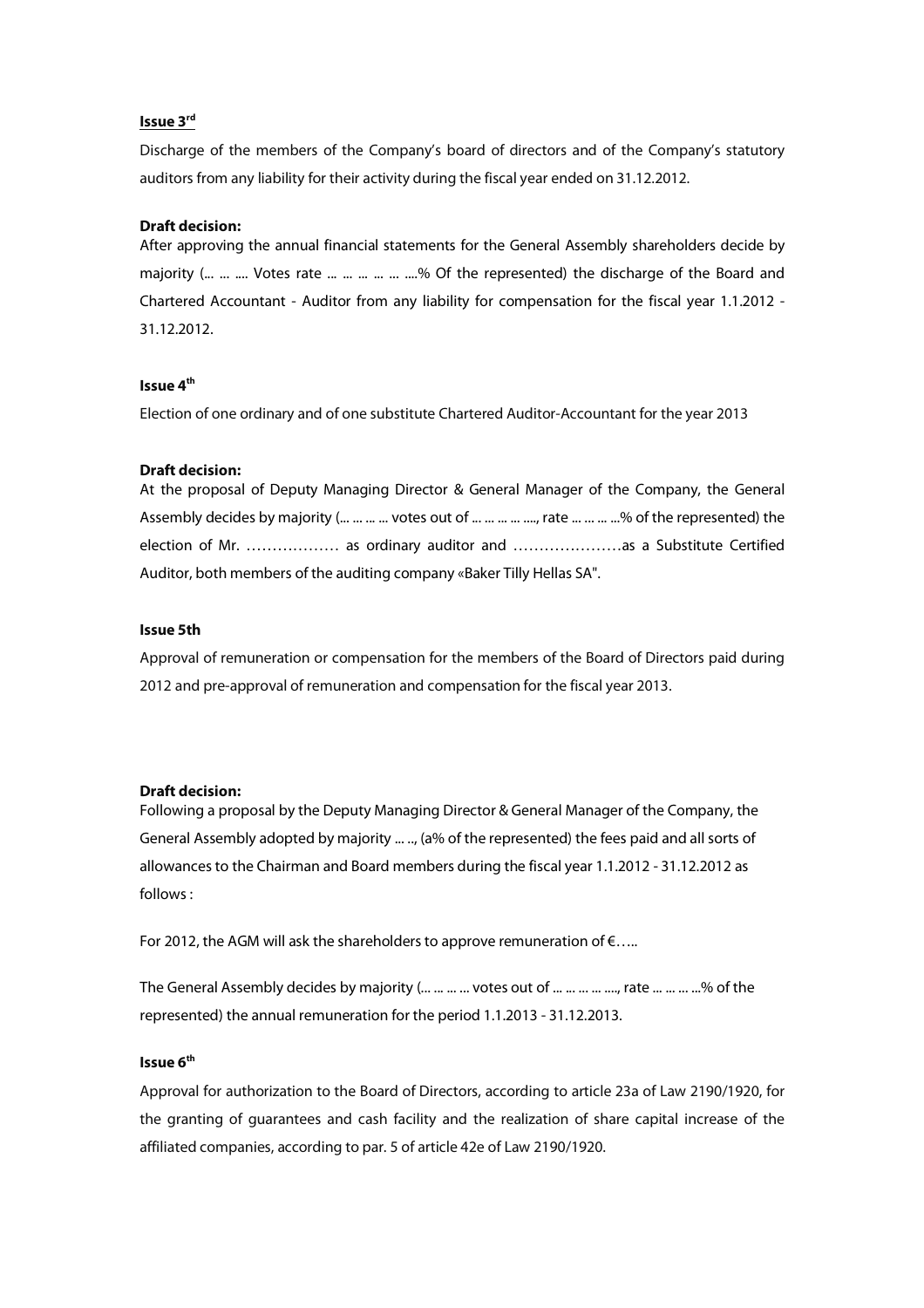**Issue 3rd**

Discharge of the members of the Company's board of directors and of the Company's statutory auditors from any liability for their activity during the fiscal year ended on 31.12.2012.

**Draft decision:**
After approving the annual financial statements for the General Assembly shareholders decide by majority (... ... .... Votes rate ... ... ... ... ... ....% Of the represented) the discharge of the Board and Chartered Accountant - Auditor from any liability for compensation for the fiscal year 1.1.2012 - 31.12.2012.

**Issue 4th**

Election of one ordinary and of one substitute Chartered Auditor-Accountant for the year 2013

**Draft decision:**
At the proposal of Deputy Managing Director & General Manager of the Company, the General Assembly decides by majority (... ... ... ... votes out of ... ... ... ... ...., rate ... ... ... ...% of the represented) the election of Mr. ……………… as ordinary auditor and …………………as a Substitute Certified Auditor, both members of the auditing company «Baker Tilly Hellas SA".

**Issue 5th**

Approval of remuneration or compensation for the members of the Board of Directors paid during 2012 and pre-approval of remuneration and compensation for the fiscal year 2013.

**Draft decision:**
Following a proposal by the Deputy Managing Director & General Manager of the Company, the General Assembly adopted by majority ... .., (a% of the represented) the fees paid and all sorts of allowances to the Chairman and Board members during the fiscal year 1.1.2012 - 31.12.2012 as follows :

For 2012, the AGM will ask the shareholders to approve remuneration of €…..

The General Assembly decides by majority (... ... ... ... votes out of ... ... ... ... ...., rate ... ... ... ...% of the represented) the annual remuneration for the period 1.1.2013 - 31.12.2013.

**Issue 6th**

Approval for authorization to the Board of Directors, according to article 23a of Law 2190/1920, for the granting of guarantees and cash facility and the realization of share capital increase of the affiliated companies, according to par. 5 of article 42e of Law 2190/1920.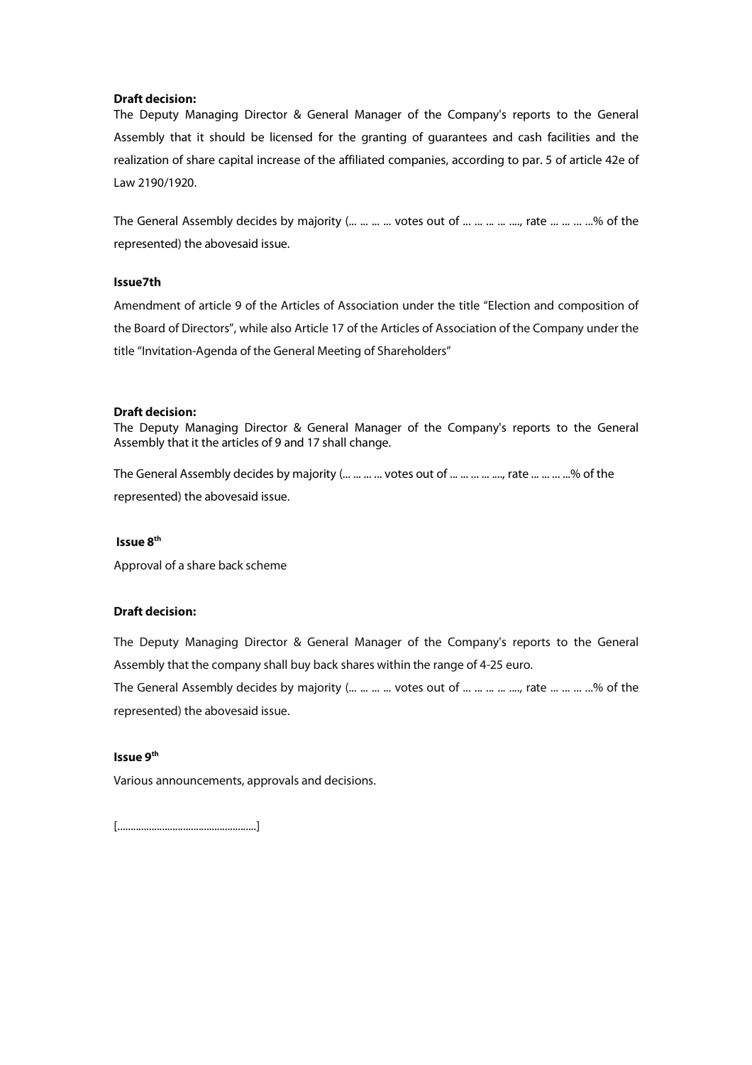**Draft decision:**

The Deputy Managing Director & General Manager of the Company's reports to the General Assembly that it should be licensed for the granting of guarantees and cash facilities and the realization of share capital increase of the affiliated companies, according to par. 5 of article 42e of Law 2190/1920.

The General Assembly decides by majority (... ... ... ... votes out of ... ... ... ... ...., rate ... ... ... ...% of the represented) the abovesaid issue.

**Issue7th**

Amendment of article 9 of the Articles of Association under the title "Election and composition of the Board of Directors", while also Article 17 of the Articles of Association of the Company under the title "Invitation-Agenda of the General Meeting of Shareholders"

**Draft decision:**

The Deputy Managing Director & General Manager of the Company's reports to the General Assembly that it the articles of 9 and 17 shall change.

The General Assembly decides by majority (... ... ... ... votes out of ... ... ... ... ...., rate ... ... ... ...% of the represented) the abovesaid issue.

**Issue 8th**

Approval of a share back scheme

**Draft decision:**

The Deputy Managing Director & General Manager of the Company's reports to the General Assembly that the company shall buy back shares within the range of 4-25 euro.

The General Assembly decides by majority (... ... ... ... votes out of ... ... ... ... ...., rate ... ... ... ...% of the represented) the abovesaid issue.

**Issue 9th**

Various announcements, approvals and decisions.

[......................................................]